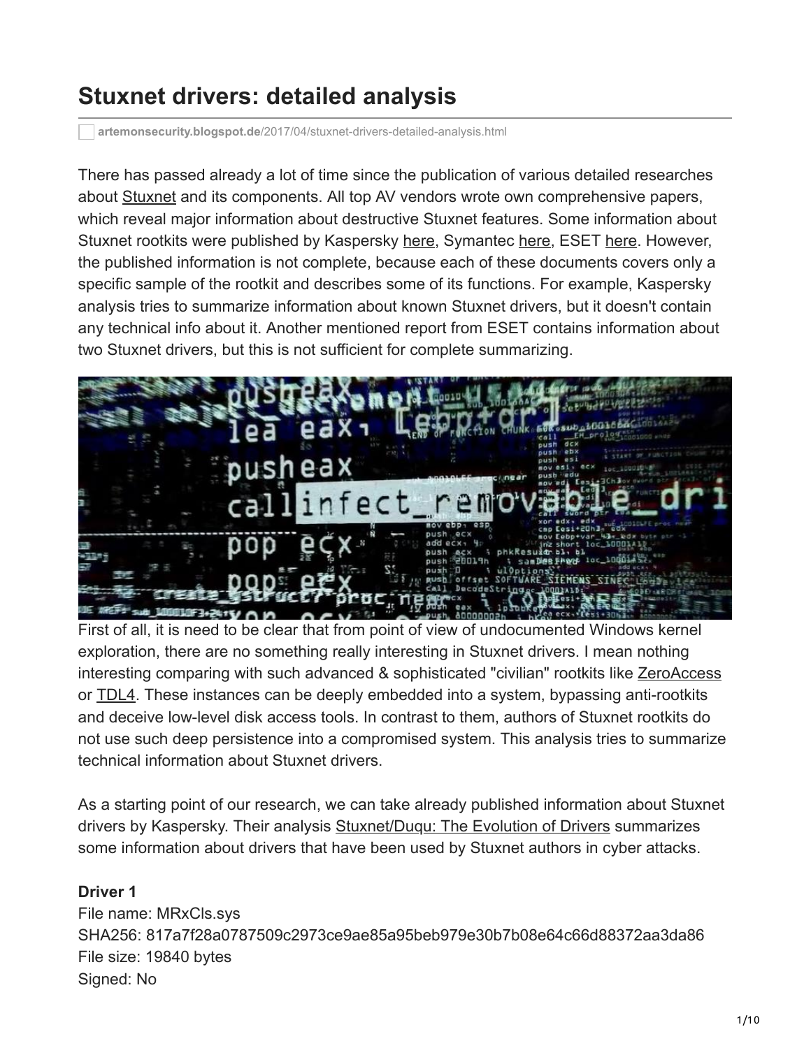# Stuxnet drivers: detailed analysis

artemonsecurity.blogspot.de/2017/04/stuxnet-drivers-detailed-analysis.html

There has passed already a lot of time since the publication of various detailed researches about Stuxnet and its components. All top AV vendors wrote own comprehensive papers, which reveal major information about destructive Stuxnet features. Some information about Stuxnet rootkits were published by Kaspersky here, Symantec here, ESET here. However, the published information is not complete, because each of these documents covers only a specific sample of the rootkit and describes some of its functions. For example, Kaspersky analysis tries to summarize information about known Stuxnet drivers, but it doesn't contain any technical info about it. Another mentioned report from ESET contains information about two Stuxnet drivers, but this is not sufficient for complete summarizing.

First of all, it is need to be clear that from point of view of undocumented Windows kernel exploration, there are no something really interesting in Stuxnet drivers. I mean nothing interesting comparing with such advanced & sophisticated "civilian" rootkits like ZeroAccess or TDL4. These instances can be deeply embedded into a system, bypassing anti-rootkits and deceive low-level disk access tools. In contrast to them, authors of Stuxnet rootkits do not use such deep persistence into a compromised system. This analysis tries to summarize technical information about Stuxnet drivers.

As a starting point of our research, we can take already published information about Stuxnet drivers by Kaspersky. Their analysis Stuxnet/Duqu: The Evolution of Drivers summarizes some information about drivers that have been used by Stuxnet authors in cyber attacks.

**Driver 1**
File name: MRxCls.sys
SHA256: 817a7f28a0787509c2973ce9ae85a95beb979e30b7b08e64c66d88372aa3da86
File size: 19840 bytes
Signed: No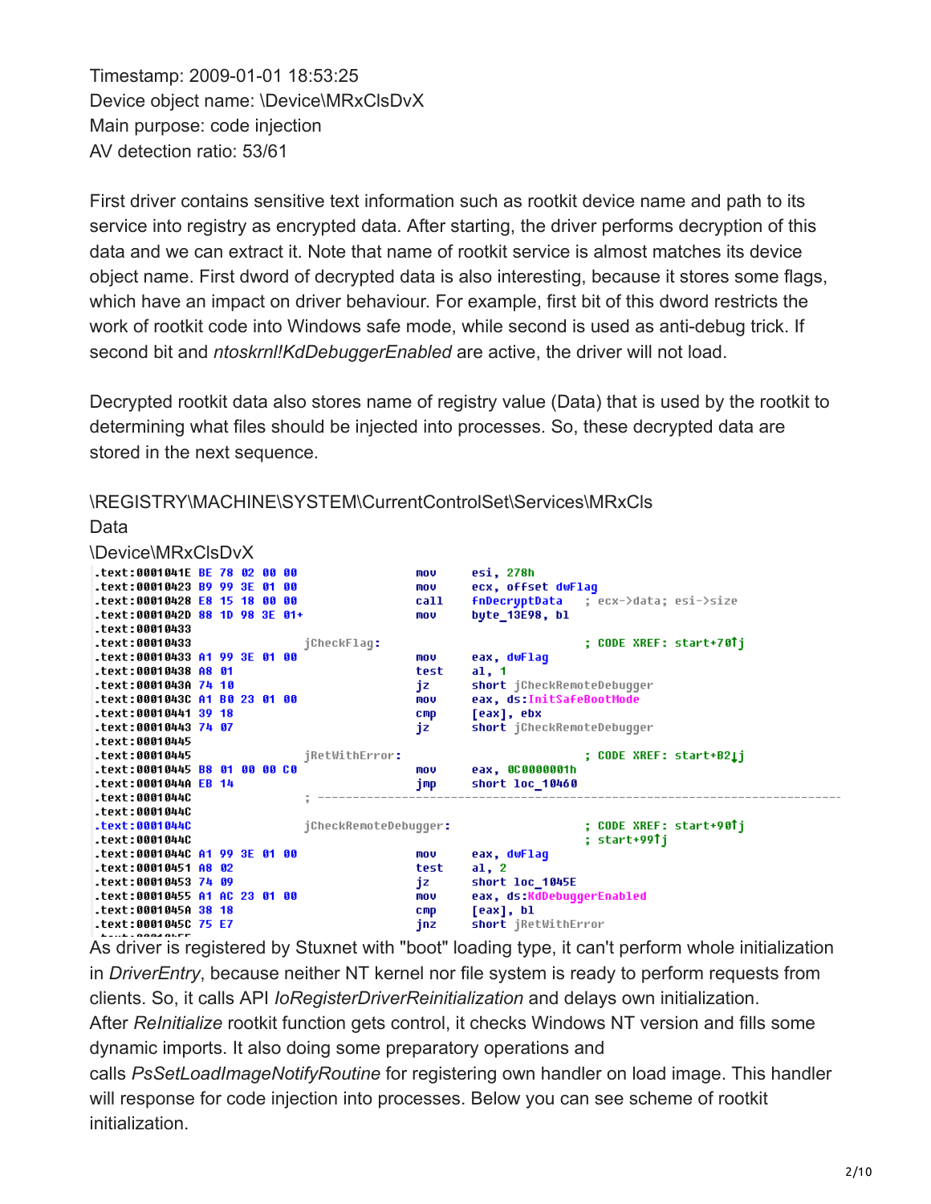Timestamp: 2009-01-01 18:53:25
Device object name: \Device\MRxClsDvX
Main purpose: code injection
AV detection ratio: 53/61

First driver contains sensitive text information such as rootkit device name and path to its service into registry as encrypted data. After starting, the driver performs decryption of this data and we can extract it. Note that name of rootkit service is almost matches its device object name. First dword of decrypted data is also interesting, because it stores some flags, which have an impact on driver behaviour. For example, first bit of this dword restricts the work of rootkit code into Windows safe mode, while second is used as anti-debug trick. If second bit and *ntoskrnl!KdDebuggerEnabled* are active, the driver will not load.

Decrypted rootkit data also stores name of registry value (Data) that is used by the rootkit to determining what files should be injected into processes. So, these decrypted data are stored in the next sequence.

\REGISTRY\MACHINE\SYSTEM\CurrentControlSet\Services\MRxCls
Data
\Device\MRxClsDvX

```
.text:0001041E BE 78 02 00 00                mov     esi, 278h
.text:00010423 B9 99 3E 01 00                mov     ecx, offset dwFlag
.text:00010428 E8 15 18 00 00                call    fnDecryptData   ; ecx->data; esi->size
.text:0001042D 88 1D 98 3E 01+               mov     byte_13E98, bl
.text:00010433
.text:00010433               jCheckFlag:                             ; CODE XREF: start+70↑j
.text:00010433 A1 99 3E 01 00                mov     eax, dwFlag
.text:00010438 A8 01                         test    al, 1
.text:0001043A 74 10                         jz      short jCheckRemoteDebugger
.text:0001043C A1 B0 23 01 00                mov     eax, ds:InitSafeBootMode
.text:00010441 39 18                         cmp     [eax], ebx
.text:00010443 74 07                         jz      short jCheckRemoteDebugger
.text:00010445
.text:00010445               jRetWithError:                          ; CODE XREF: start+B2↓j
.text:00010445 B8 01 00 00 C0                mov     eax, 0C0000001h
.text:0001044A EB 14                         jmp     short loc_10460
.text:0001044C               ; ---------------------------------------------------------------------------
.text:0001044C
.text:0001044C               jCheckRemoteDebugger:                   ; CODE XREF: start+90↑j
.text:0001044C                                                       ; start+99↑j
.text:0001044C A1 99 3E 01 00                mov     eax, dwFlag
.text:00010451 A8 02                         test    al, 2
.text:00010453 74 09                         jz      short loc_1045E
.text:00010455 A1 AC 23 01 00                mov     eax, ds:KdDebuggerEnabled
.text:0001045A 38 18                         cmp     [eax], bl
.text:0001045C 75 E7                         jnz     short jRetWithError
```

As driver is registered by Stuxnet with "boot" loading type, it can't perform whole initialization in *DriverEntry*, because neither NT kernel nor file system is ready to perform requests from clients. So, it calls API *IoRegisterDriverReinitialization* and delays own initialization. After *ReInitialize* rootkit function gets control, it checks Windows NT version and fills some dynamic imports. It also doing some preparatory operations and calls *PsSetLoadImageNotifyRoutine* for registering own handler on load image. This handler will response for code injection into processes. Below you can see scheme of rootkit initialization.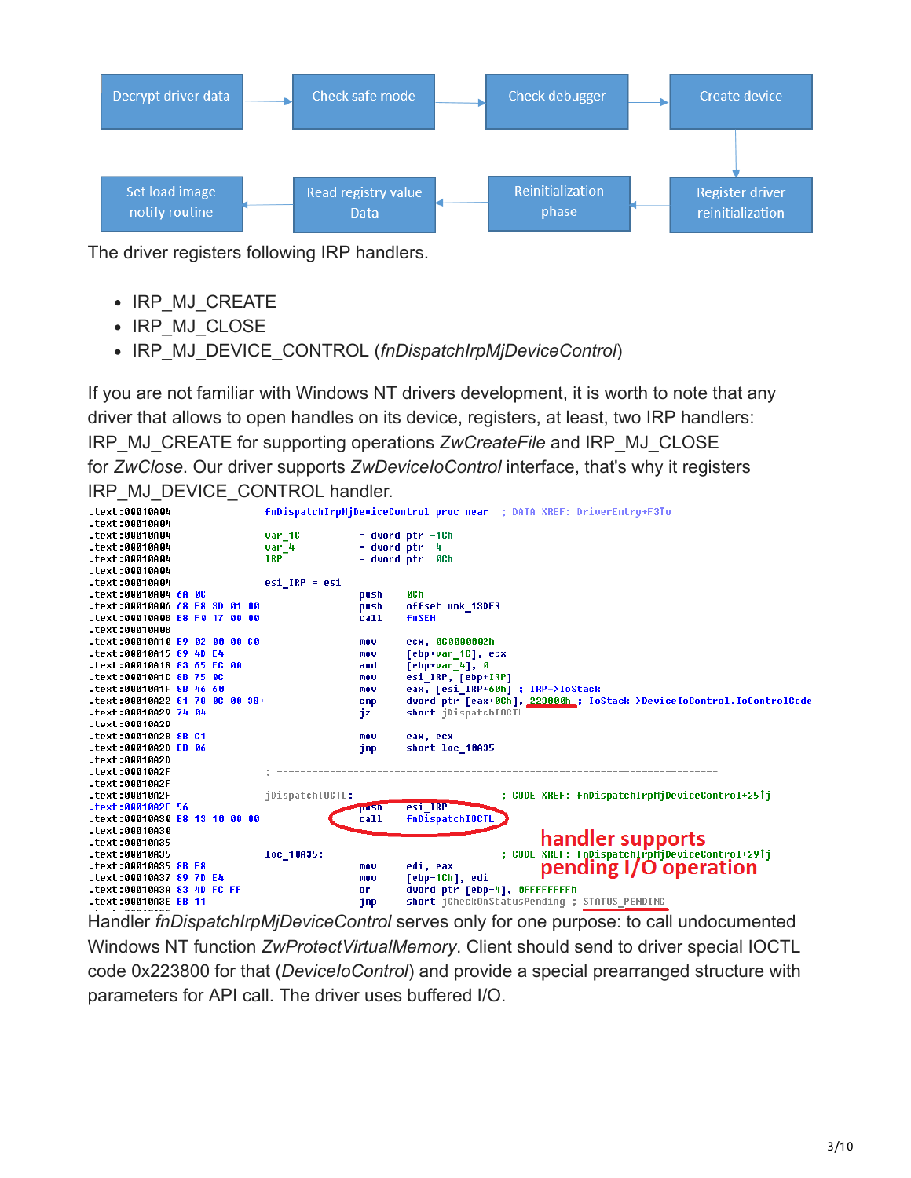Decrypt driver data → Check safe mode → Check debugger → Create device → Register driver reinitialization → Reinitialization phase → Read registry value Data → Set load image notify routine

The driver registers following IRP handlers.

- IRP_MJ_CREATE
- IRP_MJ_CLOSE
- IRP_MJ_DEVICE_CONTROL (*fnDispatchIrpMjDeviceControl*)

If you are not familiar with Windows NT drivers development, it is worth to note that any driver that allows to open handles on its device, registers, at least, two IRP handlers: IRP_MJ_CREATE for supporting operations *ZwCreateFile* and IRP_MJ_CLOSE for *ZwClose*. Our driver supports *ZwDeviceIoControl* interface, that's why it registers IRP_MJ_DEVICE_CONTROL handler.

```
.text:00010A04                               fnDispatchIrpMjDeviceControl proc near   ; DATA XREF: DriverEntry+F3↑o
.text:00010A04
.text:00010A04                               var_1C          = dword ptr -1Ch
.text:00010A04                               var_4           = dword ptr -4
.text:00010A04                               IRP             = dword ptr  0Ch
.text:00010A04
.text:00010A04                               esi_IRP = esi
.text:00010A04 6A 0C                                         push    0Ch
.text:00010A06 68 E8 3D 01 00                                push    offset unk_13DE8
.text:00010A0B E8 F0 17 00 00                                call    fnSEH
.text:00010A0B
.text:00010A10 B9 02 00 00 C0                                mov     ecx, 0C0000002h
.text:00010A15 89 4D E4                                      mov     [ebp+var_1C], ecx
.text:00010A18 83 65 FC 00                                   and     [ebp+var_4], 0
.text:00010A1C 8B 75 0C                                      mov     esi_IRP, [ebp+IRP]
.text:00010A1F 8B 46 60                                      mov     eax, [esi_IRP+60h] ; IRP->IoStack
.text:00010A22 81 78 0C 00 38+                               cmp     dword ptr [eax+0Ch], 223800h ; IoStack->DeviceIoControl.IoControlCode
.text:00010A29 74 04                                         jz      short jDispatchIOCTL
.text:00010A29
.text:00010A2B 8B C1                                         mov     eax, ecx
.text:00010A2D EB 06                                         jmp     short loc_10A35
.text:00010A2D
.text:00010A2F                               ; ---------------------------------------------------------------------------
.text:00010A2F
.text:00010A2F                               jDispatchIOCTL:                         ; CODE XREF: fnDispatchIrpMjDeviceControl+25↑j
.text:00010A2F 56                                            push    esi_IRP
.text:00010A30 E8 13 10 00 00                                call    fnDispatchIOCTL
.text:00010A30
.text:00010A35
.text:00010A35                               loc_10A35:                              ; CODE XREF: fnDispatchIrpMjDeviceControl+29↑j
.text:00010A35 8B F8                                         mov     edi, eax
.text:00010A37 89 7D E4                                      mov     [ebp-1Ch], edi
.text:00010A3A 83 4D FC FF                                   or      dword ptr [ebp-4], 0FFFFFFFFh
.text:00010A3E EB 11                                         jmp     short jCheckOnStatusPending ; STATUS_PENDING
```

handler supports pending I/O operation

Handler *fnDispatchIrpMjDeviceControl* serves only for one purpose: to call undocumented Windows NT function *ZwProtectVirtualMemory*. Client should send to driver special IOCTL code 0x223800 for that (*DeviceIoControl*) and provide a special prearranged structure with parameters for API call. The driver uses buffered I/O.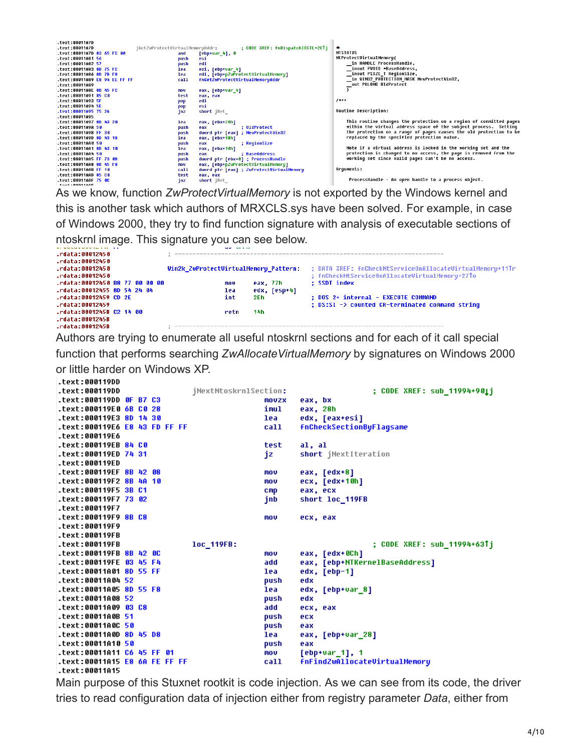```
.text:00011A7D
.text:00011A7D                 jGetZwProtectVirtualMemoryAddr:         ; CODE XREF: fnDispatchIOCTL+2C↑j
.text:00011A7D 83 65 FC 00                     and     [ebp+var_4], 0
.text:00011A81 56                              push    esi
.text:00011A82 57                              push    edi
.text:00011A83 8D 75 FC                        lea     esi, [ebp+var_4]
.text:00011A86 8D 7D F8                        lea     edi, [ebp+pZwProtectVirtualMemory]
.text:00011A89 E8 94 EE FF FF                  call    fnGetZwProtectVirtualMemoryAddr
.text:00011A89
.text:00011A8E 8B 45 FC                        mov     eax, [ebp+var_4]
.text:00011A91 85 C0                           test    eax, eax
.text:00011A93 5F                              pop     edi
.text:00011A94 5E                              pop     esi
.text:00011A95 75 26                           jnz     short jRet_
.text:00011A95
.text:00011A97 8D 43 20                        lea     eax, [ebx+20h]
.text:00011A9A 50                              push    eax             ; OldProtect
.text:00011A9B FF 30                           push    dword ptr [eax] ; NewProtectWin32
.text:00011A9D 8D 43 18                        lea     eax, [ebx+18h]
.text:00011AA0 50                              push    eax             ; RegionSize
.text:00011AA1 8D 43 10                        lea     eax, [ebx+10h]
.text:00011AA4 50                              push    eax             ; BaseAddress
.text:00011AA5 FF 73 08                        push    dword ptr [ebx+8] ; ProcessHandle
.text:00011AA8 8B 45 F8                        mov     eax, [ebp+pZwProtectVirtualMemory]
.text:00011AAB FF 10                           call    dword ptr [eax] ; ZwProtectVirtualMemory
.text:00011AAD 85 C0                           test    eax, eax
.text:00011AAF 75 0C                           jnz     short jRet_
```

```
NTSTATUS
NtProtectVirtualMemory(
    __in HANDLE ProcessHandle,
    __inout PVOID *BaseAddress,
    __inout PSIZE_T RegionSize,
    __in WIN32_PROTECTION_MASK NewProtectWin32,
    __out PULONG OldProtect
    )

/*++

Routine Description:

    This routine changes the protection on a region of committed pages
    within the virtual address space of the subject process.  Setting
    the protection on a range of pages causes the old protection to be
    replaced by the specified protection value.

    Note if a virtual address is locked in the working set and the
    protection is changed to no access, the page is removed from the
    working set since valid pages can't be no access.

Arguments:

    ProcessHandle - An open handle to a process object.
```

As we know, function *ZwProtectVirtualMemory* is not exported by the Windows kernel and this is another task which authors of MRXCLS.sys have been solved. For example, in case of Windows 2000, they try to find function signature with analysis of executable sections of ntoskrnl image. This signature you can see below.

```
.rdata:00012450                 ; ---------------------------------------------------------------------------
.rdata:00012450
.rdata:00012450                 Win2k_ZwProtectVirtualMemory_Pattern:   ; DATA XREF: fnCheckNtServiceOnAllocateVirtualMemory+11↑r
.rdata:00012450                                                         ; fnCheckNtServiceOnAllocateVirtualMemory+27↑o
.rdata:00012450 B8 77 00 00 00                  mov     eax, 77h        ; SSDT index
.rdata:00012455 8D 54 24 04                     lea     edx, [esp+4]
.rdata:00012459 CD 2E                           int     2Eh             ; DOS 2+ internal - EXECUTE COMMAND
.rdata:00012459                                                         ; DS:SI -> counted CR-terminated command string
.rdata:00012459
.rdata:0001245B C2 14 00                        retn    14h
.rdata:0001245B
.rdata:0001245B                 ; ---------------------------------------------------------------------------
```

Authors are trying to enumerate all useful ntoskrnl sections and for each of it call special function that performs searching *ZwAllocateVirtualMemory* by signatures on Windows 2000 or little harder on Windows XP.

```
.text:000119DD
.text:000119DD                 jNextNtoskrnlSection:                   ; CODE XREF: sub_11994+90↓j
.text:000119DD 0F B7 C3                        movzx   eax, bx
.text:000119E0 6B C0 28                        imul    eax, 28h
.text:000119E3 8D 14 30                        lea     edx, [eax+esi]
.text:000119E6 E8 43 FD FF FF                  call    fnCheckSectionByFlagsame
.text:000119E6
.text:000119EB 84 C0                           test    al, al
.text:000119ED 74 31                           jz      short jNextIteration
.text:000119ED
.text:000119EF 8B 42 08                        mov     eax, [edx+8]
.text:000119F2 8B 4A 10                        mov     ecx, [edx+10h]
.text:000119F5 3B C1                           cmp     eax, ecx
.text:000119F7 73 02                           jnb     short loc_119FB
.text:000119F7
.text:000119F9 8B C8                           mov     ecx, eax
.text:000119F9
.text:000119FB
.text:000119FB                 loc_119FB:                              ; CODE XREF: sub_11994+63↑j
.text:000119FB 8B 42 0C                        mov     eax, [edx+0Ch]
.text:000119FE 03 45 F4                        add     eax, [ebp+NTKernelBaseAddress]
.text:00011A01 8D 55 FF                        lea     edx, [ebp-1]
.text:00011A04 52                              push    edx
.text:00011A05 8D 55 F8                        lea     edx, [ebp+var_8]
.text:00011A08 52                              push    edx
.text:00011A09 03 C8                           add     ecx, eax
.text:00011A0B 51                              push    ecx
.text:00011A0C 50                              push    eax
.text:00011A0D 8D 45 D8                        lea     eax, [ebp+var_28]
.text:00011A10 50                              push    eax
.text:00011A11 C6 45 FF 01                     mov     [ebp+var_1], 1
.text:00011A15 E8 6A FE FF FF                  call    fnFindZwAllocateVirtualMemory
.text:00011A15
```

Main purpose of this Stuxnet rootkit is code injection. As we can see from its code, the driver tries to read configuration data of injection either from registry parameter *Data*, either from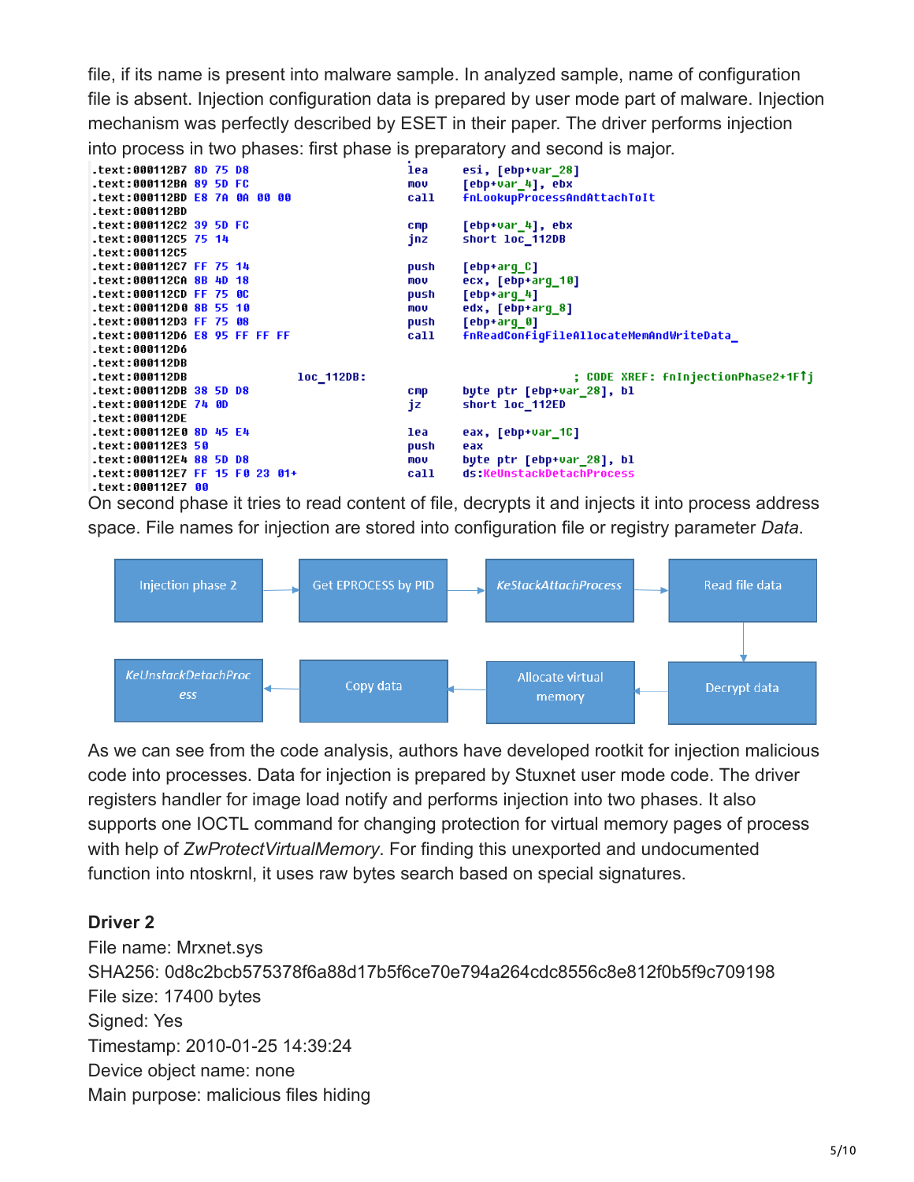file, if its name is present into malware sample. In analyzed sample, name of configuration file is absent. Injection configuration data is prepared by user mode part of malware. Injection mechanism was perfectly described by ESET in their paper. The driver performs injection into process in two phases: first phase is preparatory and second is major.

```
.text:000112B7 8D 75 D8                    lea     esi, [ebp+var_28]
.text:000112BA 89 5D FC                    mov     [ebp+var_4], ebx
.text:000112BD E8 7A 0A 00 00              call    fnLookupProcessAndAttachToIt
.text:000112BD
.text:000112C2 39 5D FC                    cmp     [ebp+var_4], ebx
.text:000112C5 75 14                       jnz     short loc_112DB
.text:000112C5
.text:000112C7 FF 75 14                    push    [ebp+arg_C]
.text:000112CA 8B 4D 18                    mov     ecx, [ebp+arg_10]
.text:000112CD FF 75 0C                    push    [ebp+arg_4]
.text:000112D0 8B 55 10                    mov     edx, [ebp+arg_8]
.text:000112D3 FF 75 08                    push    [ebp+arg_0]
.text:000112D6 E8 95 FF FF FF              call    fnReadConfigFileAllocateMemAndWriteData_
.text:000112D6
.text:000112DB
.text:000112DB              loc_112DB:                       ; CODE XREF: fnInjectionPhase2+1F↑j
.text:000112DB 38 5D D8                    cmp     byte ptr [ebp+var_28], bl
.text:000112DE 74 0D                       jz      short loc_112ED
.text:000112DE
.text:000112E0 8D 45 E4                    lea     eax, [ebp+var_1C]
.text:000112E3 50                          push    eax
.text:000112E4 88 5D D8                    mov     byte ptr [ebp+var_28], bl
.text:000112E7 FF 15 F0 23 01+             call    ds:KeUnstackDetachProcess
.text:000112E7 00
```

On second phase it tries to read content of file, decrypts it and injects it into process address space. File names for injection are stored into configuration file or registry parameter *Data*.

Injection phase 2 → Get EPROCESS by PID → *KeStackAttachProcess* → Read file data → Decrypt data → Allocate virtual memory → Copy data → *KeUnstackDetachProcess*

As we can see from the code analysis, authors have developed rootkit for injection malicious code into processes. Data for injection is prepared by Stuxnet user mode code. The driver registers handler for image load notify and performs injection into two phases. It also supports one IOCTL command for changing protection for virtual memory pages of process with help of *ZwProtectVirtualMemory*. For finding this unexported and undocumented function into ntoskrnl, it uses raw bytes search based on special signatures.

**Driver 2**

File name: Mrxnet.sys
SHA256: 0d8c2bcb575378f6a88d17b5f6ce70e794a264cdc8556c8e812f0b5f9c709198
File size: 17400 bytes
Signed: Yes
Timestamp: 2010-01-25 14:39:24
Device object name: none
Main purpose: malicious files hiding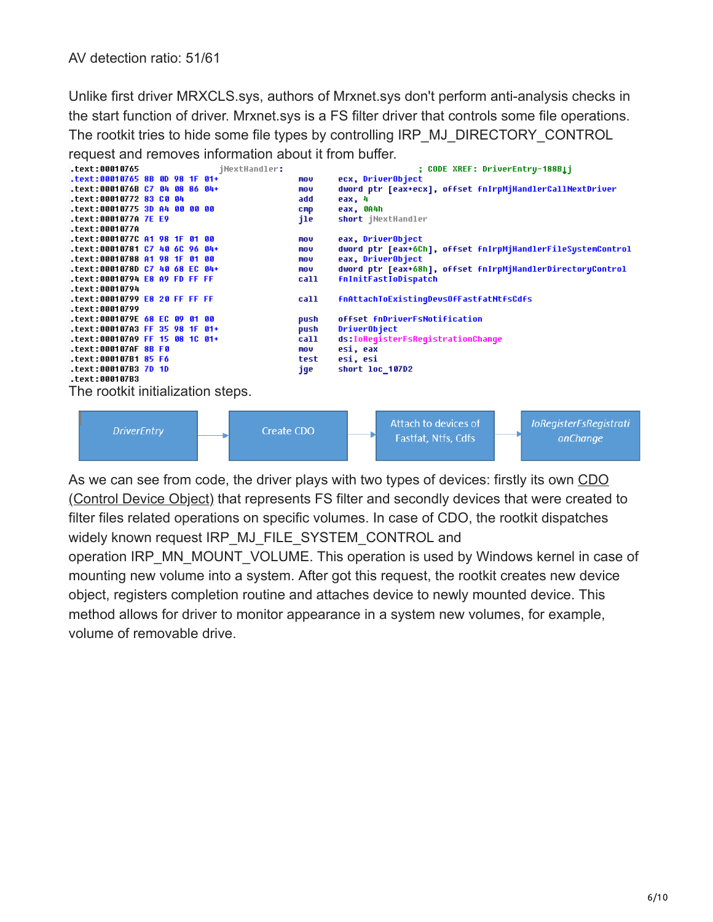AV detection ratio: 51/61

Unlike first driver MRXCLS.sys, authors of Mrxnet.sys don't perform anti-analysis checks in the start function of driver. Mrxnet.sys is a FS filter driver that controls some file operations. The rootkit tries to hide some file types by controlling IRP_MJ_DIRECTORY_CONTROL request and removes information about it from buffer.

```
.text:00010765                 jNextHandler:                           ; CODE XREF: DriverEntry-188B↓j
.text:00010765 8B 0D 98 1F 01+                 mov     ecx, DriverObject
.text:0001076B C7 04 08 86 04+                 mov     dword ptr [eax+ecx], offset fnIrpMjHandlerCallNextDriver
.text:00010772 83 C0 04                        add     eax, 4
.text:00010775 3D A4 00 00 00                  cmp     eax, 0A4h
.text:0001077A 7E E9                           jle     short jNextHandler
.text:0001077A
.text:0001077C A1 98 1F 01 00                  mov     eax, DriverObject
.text:00010781 C7 40 6C 96 04+                 mov     dword ptr [eax+6Ch], offset fnIrpMjHandlerFileSystemControl
.text:00010788 A1 98 1F 01 00                  mov     eax, DriverObject
.text:0001078D C7 40 68 EC 04+                 mov     dword ptr [eax+68h], offset fnIrpMjHandlerDirectoryControl
.text:00010794 E8 A9 FD FF FF                  call    fnInitFastIoDispatch
.text:00010794
.text:00010799 E8 20 FF FF FF                  call    fnAttachToExistingDevsOfFastFatNtfsCdfs
.text:00010799
.text:0001079E 68 EC 09 01 00                  push    offset fnDriverFsNotification
.text:000107A3 FF 35 98 1F 01+                 push    DriverObject
.text:000107A9 FF 15 08 1C 01+                 call    ds:IoRegisterFsRegistrationChange
.text:000107AF 8B F0                           mov     esi, eax
.text:000107B1 85 F6                           test    esi, esi
.text:000107B3 7D 1D                           jge     short loc_107D2
.text:000107B3
```

The rootkit initialization steps.

DriverEntry → Create CDO → Attach to devices of Fastfat, Ntfs, Cdfs → IoRegisterFsRegistrationChange

As we can see from code, the driver plays with two types of devices: firstly its own CDO (Control Device Object) that represents FS filter and secondly devices that were created to filter files related operations on specific volumes. In case of CDO, the rootkit dispatches widely known request IRP_MJ_FILE_SYSTEM_CONTROL and operation IRP_MN_MOUNT_VOLUME. This operation is used by Windows kernel in case of mounting new volume into a system. After got this request, the rootkit creates new device object, registers completion routine and attaches device to newly mounted device. This method allows for driver to monitor appearance in a system new volumes, for example, volume of removable drive.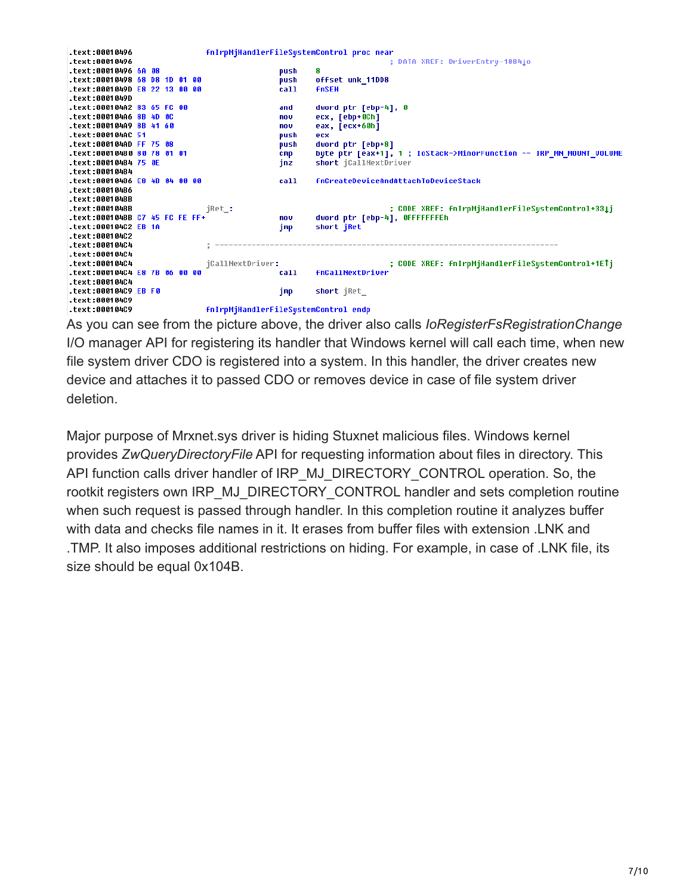```
.text:00010496                 fnIrpMjHandlerFileSystemControl proc near
.text:00010496                                                 ; DATA XREF: DriverEntry-1084↓o
.text:00010496 6A 08                           push    8
.text:00010498 68 D8 1D 01 00                  push    offset unk_11DD8
.text:0001049D E8 22 13 00 00                  call    fnSEH
.text:0001049D
.text:000104A2 83 65 FC 00                     and     dword ptr [ebp-4], 0
.text:000104A6 8B 4D 0C                        mov     ecx, [ebp+0Ch]
.text:000104A9 8B 41 60                        mov     eax, [ecx+60h]
.text:000104AC 51                              push    ecx
.text:000104AD FF 75 08                        push    dword ptr [ebp+8]
.text:000104B0 80 78 01 01                     cmp     byte ptr [eax+1], 1 ; IoStack->MinorFunction -- IRP_MN_MOUNT_VOLUME
.text:000104B4 75 0E                           jnz     short jCallNextDriver
.text:000104B4
.text:000104B6 E8 4D 04 00 00                  call    fnCreateDeviceAndAttachToDeviceStack
.text:000104B6
.text:000104BB
.text:000104BB                 jRet_:                                  ; CODE XREF: fnIrpMjHandlerFileSystemControl+33↓j
.text:000104BB C7 45 FC FE FF+                 mov     dword ptr [ebp-4], 0FFFFFFFEh
.text:000104C2 EB 1A                           jmp     short jRet
.text:000104C2
.text:000104C4                 ; ---------------------------------------------------------------------------
.text:000104C4
.text:000104C4                 jCallNextDriver:                        ; CODE XREF: fnIrpMjHandlerFileSystemControl+1E↑j
.text:000104C4 E8 7B 06 00 00                  call    fnCallNextDriver
.text:000104C4
.text:000104C9 EB F0                           jmp     short jRet_
.text:000104C9
.text:000104C9                 fnIrpMjHandlerFileSystemControl endp
```

As you can see from the picture above, the driver also calls *IoRegisterFsRegistrationChange* I/O manager API for registering its handler that Windows kernel will call each time, when new file system driver CDO is registered into a system. In this handler, the driver creates new device and attaches it to passed CDO or removes device in case of file system driver deletion.

Major purpose of Mrxnet.sys driver is hiding Stuxnet malicious files. Windows kernel provides *ZwQueryDirectoryFile* API for requesting information about files in directory. This API function calls driver handler of IRP_MJ_DIRECTORY_CONTROL operation. So, the rootkit registers own IRP_MJ_DIRECTORY_CONTROL handler and sets completion routine when such request is passed through handler. In this completion routine it analyzes buffer with data and checks file names in it. It erases from buffer files with extension .LNK and .TMP. It also imposes additional restrictions on hiding. For example, in case of .LNK file, its size should be equal 0x104B.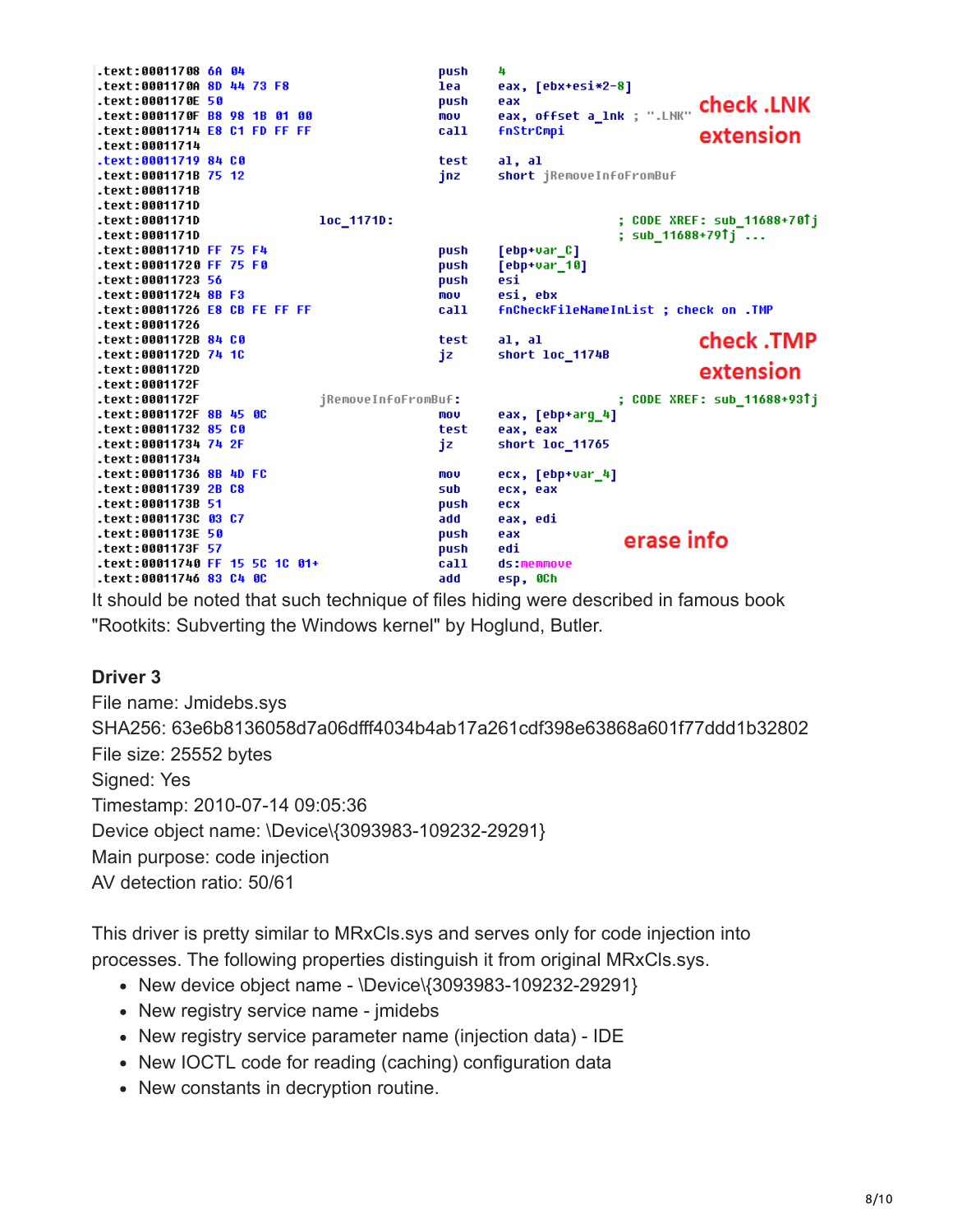```
.text:00011708 6A 04                                push    4
.text:0001170A 8D 44 73 F8                          lea     eax, [ebx+esi*2-8]
.text:0001170E 50                                   push    eax
.text:0001170F B8 98 1B 01 00                       mov     eax, offset a_lnk ; ".LNK"
.text:00011714 E8 C1 FD FF FF                       call    fnStrCmpi
.text:00011714
.text:00011719 84 C0                                test    al, al
.text:0001171B 75 12                                jnz     short jRemoveInfoFromBuf
.text:0001171B
.text:0001171D
.text:0001171D                  loc_1171D:                              ; CODE XREF: sub_11688+70↑j
.text:0001171D                                                          ; sub_11688+79↑j ...
.text:0001171D FF 75 F4                             push    [ebp+var_C]
.text:00011720 FF 75 F0                             push    [ebp+var_10]
.text:00011723 56                                   push    esi
.text:00011724 8B F3                                mov     esi, ebx
.text:00011726 E8 CB FE FF FF                       call    fnCheckFileNameInList ; check on .TMP
.text:00011726
.text:0001172B 84 C0                                test    al, al
.text:0001172D 74 1C                                jz      short loc_1174B
.text:0001172D
.text:0001172F
.text:0001172F                  jRemoveInfoFromBuf:                     ; CODE XREF: sub_11688+93↑j
.text:0001172F 8B 45 0C                             mov     eax, [ebp+arg_4]
.text:00011732 85 C0                                test    eax, eax
.text:00011734 74 2F                                jz      short loc_11765
.text:00011734
.text:00011736 8B 4D FC                             mov     ecx, [ebp+var_4]
.text:00011739 2B C8                                sub     ecx, eax
.text:0001173B 51                                   push    ecx
.text:0001173C 03 C7                                add     eax, edi
.text:0001173E 50                                   push    eax
.text:0001173F 57                                   push    edi
.text:00011740 FF 15 5C 1C 01+                      call    ds:memmove
.text:00011746 83 C4 0C                             add     esp, 0Ch
```

check .LNK extension

check .TMP extension

erase info

It should be noted that such technique of files hiding were described in famous book "Rootkits: Subverting the Windows kernel" by Hoglund, Butler.

**Driver 3**

File name: Jmidebs.sys
SHA256: 63e6b8136058d7a06dfff4034b4ab17a261cdf398e63868a601f77ddd1b32802
File size: 25552 bytes
Signed: Yes
Timestamp: 2010-07-14 09:05:36
Device object name: \Device\{3093983-109232-29291}
Main purpose: code injection
AV detection ratio: 50/61

This driver is pretty similar to MRxCls.sys and serves only for code injection into processes. The following properties distinguish it from original MRxCls.sys.

- New device object name - \Device\{3093983-109232-29291}
- New registry service name - jmidebs
- New registry service parameter name (injection data) - IDE
- New IOCTL code for reading (caching) configuration data
- New constants in decryption routine.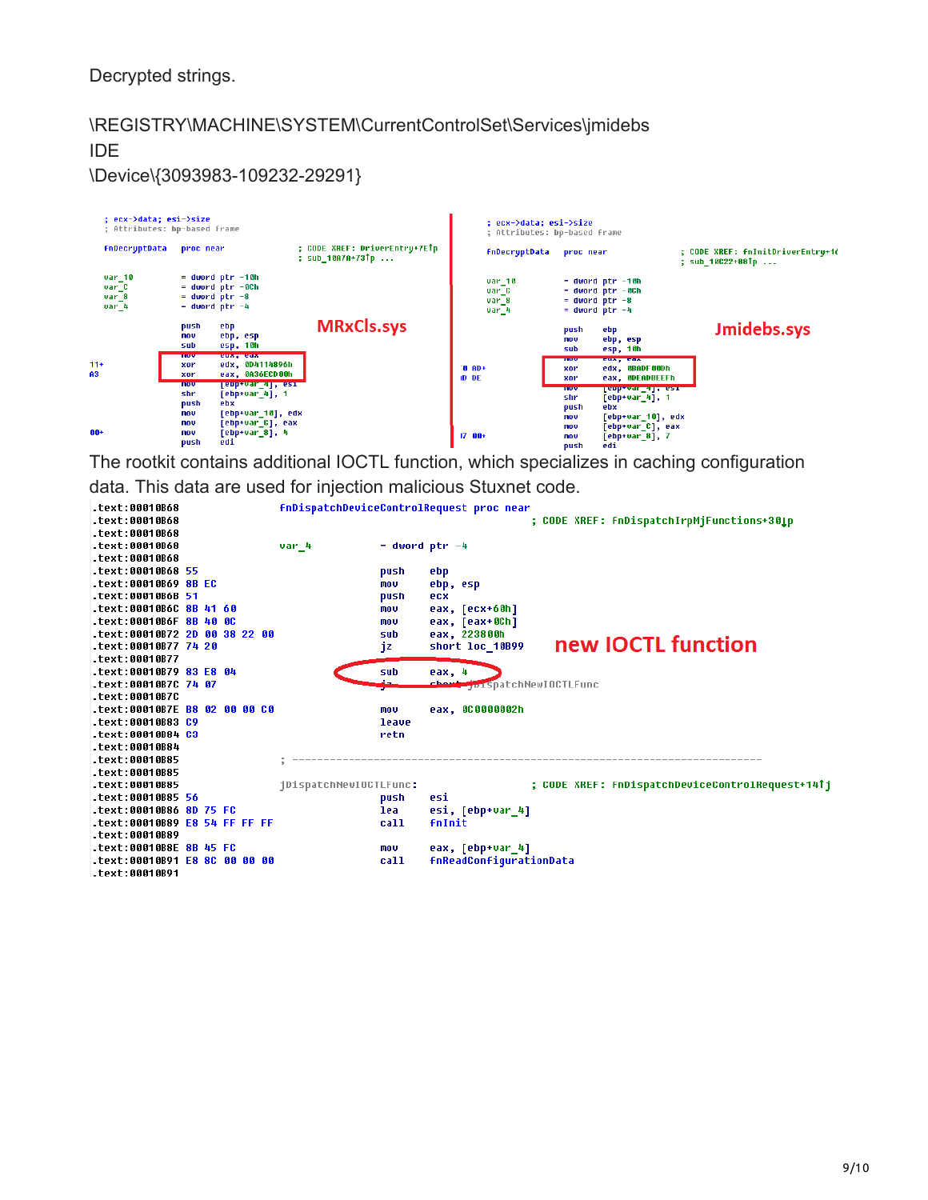Decrypted strings.

\REGISTRY\MACHINE\SYSTEM\CurrentControlSet\Services\jmidebs
IDE
\Device\{3093983-109232-29291}

```
; ecx->data; esi->size
; Attributes: bp-based frame

fnDecryptData   proc near               ; CODE XREF: DriverEntry+7E↑p
                                        ; sub_1087A+73↑p ...

var_10          = dword ptr -10h
var_C           = dword ptr -0Ch
var_8           = dword ptr -8
var_4           = dword ptr -4

                push    ebp
                mov     ebp, esp
                sub     esp, 10h
                mov     edx, eax
                xor     edx, 0D4114896h
                xor     eax, 0A36ECD00h
                mov     [ebp+var_4], esi
                shr     [ebp+var_4], 1
                push    ebx
                mov     [ebp+var_10], edx
                mov     [ebp+var_C], eax
                mov     [ebp+var_8], 4
                push    edi
```

MRxCls.sys

```
; ecx->data; esi->size
; Attributes: bp-based frame

fnDecryptData   proc near               ; CODE XREF: fnInitDriverEntry+1(
                                        ; sub_10C22+88↑p ...

var_10          = dword ptr -10h
var_C           = dword ptr -0Ch
var_8           = dword ptr -8
var_4           = dword ptr -4

                push    ebp
                mov     ebp, esp
                sub     esp, 10h
                mov     edx, eax
                xor     edx, 0BADF00Dh
                xor     eax, 0DEADBEEFh
                mov     [ebp+var_4], esi
                shr     [ebp+var_4], 1
                push    ebx
                mov     [ebp+var_10], edx
                mov     [ebp+var_C], eax
                mov     [ebp+var_8], 7
                push    edi
```

Jmidebs.sys

The rootkit contains additional IOCTL function, which specializes in caching configuration data. This data are used for injection malicious Stuxnet code.

```
.text:00010B68                 fnDispatchDeviceControlRequest proc near
.text:00010B68                                         ; CODE XREF: fnDispatchIrpMjFunctions+30↓p
.text:00010B68
.text:00010B68                 var_4           = dword ptr -4
.text:00010B68
.text:00010B68 55                      push    ebp
.text:00010B69 8B EC                   mov     ebp, esp
.text:00010B6B 51                      push    ecx
.text:00010B6C 8B 41 60                mov     eax, [ecx+60h]
.text:00010B6F 8B 40 0C                mov     eax, [eax+0Ch]
.text:00010B72 2D 00 38 22 00          sub     eax, 223800h
.text:00010B77 74 20                   jz      short loc_10B99
.text:00010B77
.text:00010B79 83 E8 04                sub     eax, 4
.text:00010B7C 74 07                   jz      short jDispatchNewIOCTLFunc
.text:00010B7C
.text:00010B7E B8 02 00 00 C0          mov     eax, 0C0000002h
.text:00010B83 C9                      leave
.text:00010B84 C3                      retn
.text:00010B84
.text:00010B85 ; ---------------------------------------------------------------------------
.text:00010B85
.text:00010B85 jDispatchNewIOCTLFunc:                  ; CODE XREF: fnDispatchDeviceControlRequest+14↑j
.text:00010B85 56                      push    esi
.text:00010B86 8D 75 FC                lea     esi, [ebp+var_4]
.text:00010B89 E8 54 FF FF FF          call    fnInit
.text:00010B89
.text:00010B8E 8B 45 FC                mov     eax, [ebp+var_4]
.text:00010B91 E8 8C 00 00 00          call    fnReadConfigurationData
.text:00010B91
```

new IOCTL function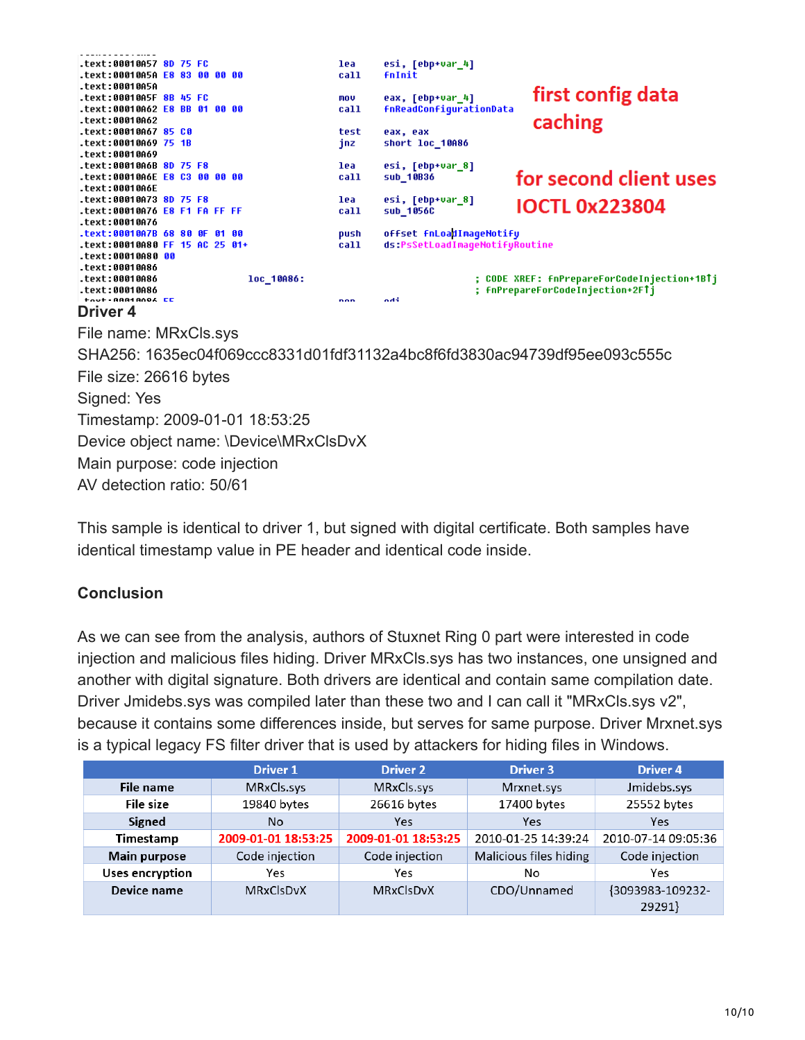```
.text:00010A57 8D 75 FC             lea     esi, [ebp+var_4]
.text:00010A5A E8 83 00 00 00       call    fnInit
.text:00010A5A
.text:00010A5F 8B 45 FC             mov     eax, [ebp+var_4]
.text:00010A62 E8 BB 01 00 00       call    fnReadConfigurationData
.text:00010A62
.text:00010A67 85 C0                test    eax, eax
.text:00010A69 75 1B                jnz     short loc_10A86
.text:00010A69
.text:00010A6B 8D 75 F8             lea     esi, [ebp+var_8]
.text:00010A6E E8 C3 00 00 00       call    sub_10B36
.text:00010A6E
.text:00010A73 8D 75 F8             lea     esi, [ebp+var_8]
.text:00010A76 E8 F1 FA FF FF       call    sub_1056C
.text:00010A76
.text:00010A7B 68 80 0F 01 00       push    offset fnLoadImageNotify
.text:00010A80 FF 15 AC 25 01+      call    ds:PsSetLoadImageNotifyRoutine
.text:00010A80 00
.text:00010A86
.text:00010A86              loc_10A86:              ; CODE XREF: fnPrepareForCodeInjection+1B↑j
.text:00010A86                                      ; fnPrepareForCodeInjection+2F↑j
```

first config data caching

for second client uses IOCTL 0x223804

### Driver 4

File name: MRxCls.sys

SHA256: 1635ec04f069ccc8331d01fdf31132a4bc8f6fd3830ac94739df95ee093c555c

File size: 26616 bytes

Signed: Yes

Timestamp: 2009-01-01 18:53:25

Device object name: \Device\MRxClsDvX

Main purpose: code injection

AV detection ratio: 50/61

This sample is identical to driver 1, but signed with digital certificate. Both samples have identical timestamp value in PE header and identical code inside.

### Conclusion

As we can see from the analysis, authors of Stuxnet Ring 0 part were interested in code injection and malicious files hiding. Driver MRxCls.sys has two instances, one unsigned and another with digital signature. Both drivers are identical and contain same compilation date. Driver Jmidebs.sys was compiled later than these two and I can call it "MRxCls.sys v2", because it contains some differences inside, but serves for same purpose. Driver Mrxnet.sys is a typical legacy FS filter driver that is used by attackers for hiding files in Windows.

| | Driver 1 | Driver 2 | Driver 3 | Driver 4 |
|---|---|---|---|---|
| File name | MRxCls.sys | MRxCls.sys | Mrxnet.sys | Jmidebs.sys |
| File size | 19840 bytes | 26616 bytes | 17400 bytes | 25552 bytes |
| Signed | No | Yes | Yes | Yes |
| Timestamp | 2009-01-01 18:53:25 | 2009-01-01 18:53:25 | 2010-01-25 14:39:24 | 2010-07-14 09:05:36 |
| Main purpose | Code injection | Code injection | Malicious files hiding | Code injection |
| Uses encryption | Yes | Yes | No | Yes |
| Device name | MRxClsDvX | MRxClsDvX | CDO/Unnamed | {3093983-109232-29291} |